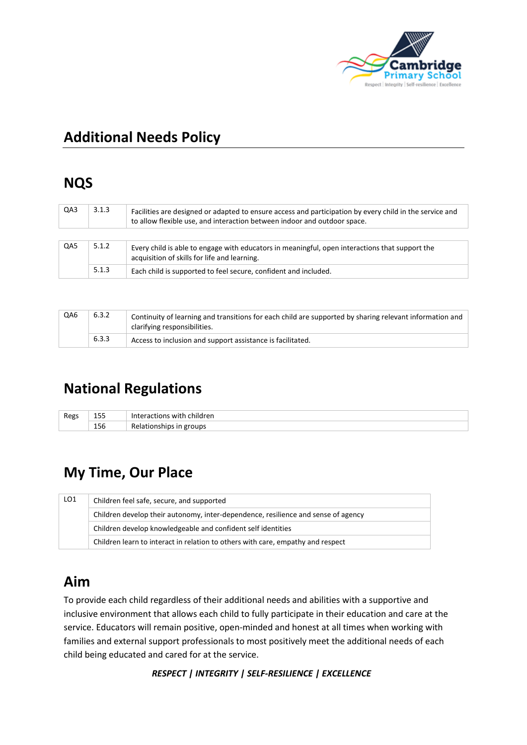# Additional Needs Policy

## NQS

| QA3 | 3.1.3 | Facilities are designed or adapted to ensure access and participation by every child in the service and to allow flexible use, and interaction between indoor and outdoor space. |
|---|---|---|

| QA5 | 5.1.2 | Every child is able to engage with educators in meaningful, open interactions that support the acquisition of skills for life and learning. |
|---|---|---|
| | 5.1.3 | Each child is supported to feel secure, confident and included. |

| QA6 | 6.3.2 | Continuity of learning and transitions for each child are supported by sharing relevant information and clarifying responsibilities. |
|---|---|---|
| | 6.3.3 | Access to inclusion and support assistance is facilitated. |

## National Regulations

| Regs | 155 | Interactions with children |
|---|---|---|
| | 156 | Relationships in groups |

## My Time, Our Place

| LO1 | Children feel safe, secure, and supported |
|---|---|
| | Children develop their autonomy, inter-dependence, resilience and sense of agency |
| | Children develop knowledgeable and confident self identities |
| | Children learn to interact in relation to others with care, empathy and respect |

## Aim

To provide each child regardless of their additional needs and abilities with a supportive and inclusive environment that allows each child to fully participate in their education and care at the service. Educators will remain positive, open-minded and honest at all times when working with families and external support professionals to most positively meet the additional needs of each child being educated and cared for at the service.

***RESPECT | INTEGRITY | SELF-RESILIENCE | EXCELLENCE***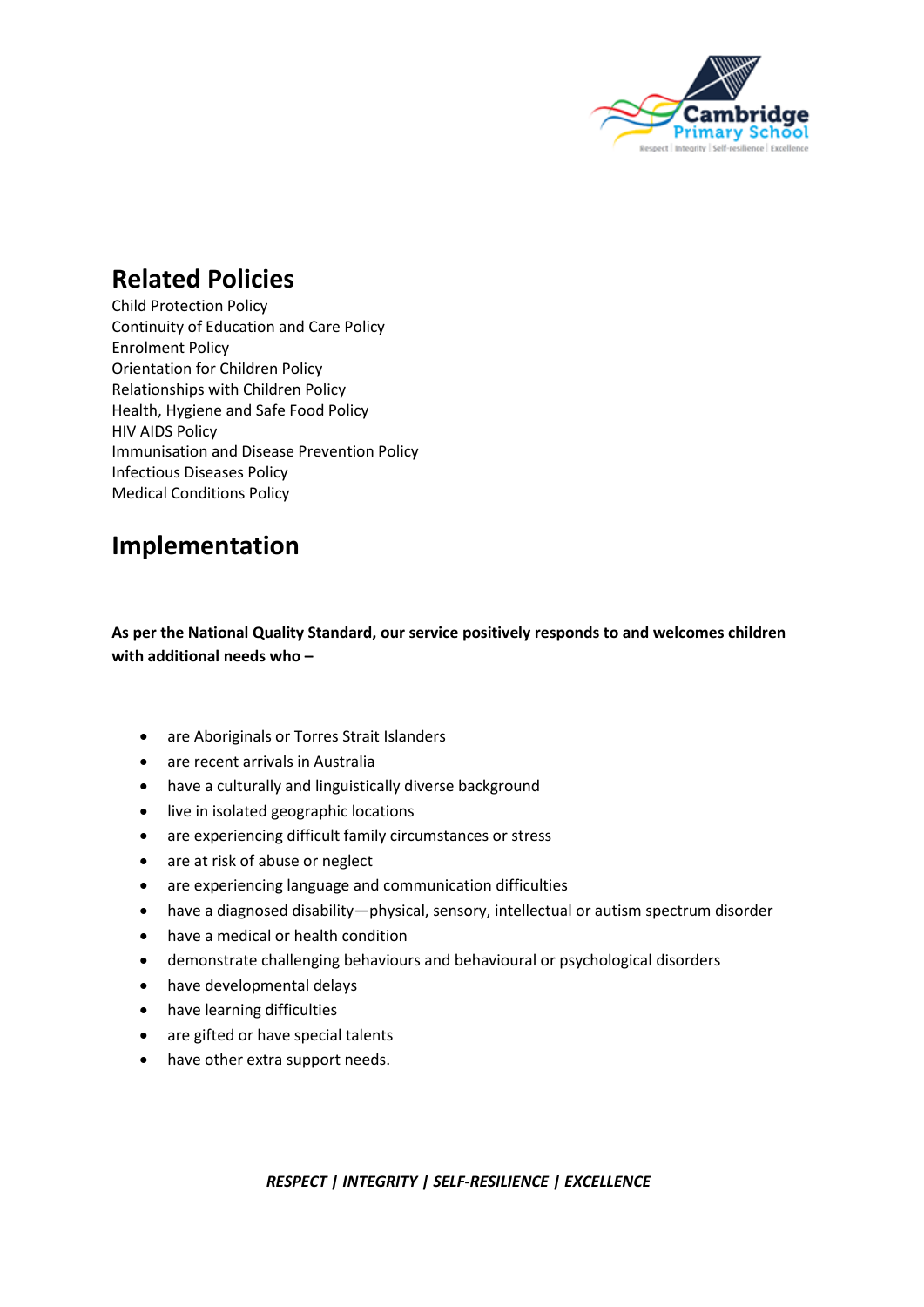## Related Policies

Child Protection Policy
Continuity of Education and Care Policy
Enrolment Policy
Orientation for Children Policy
Relationships with Children Policy
Health, Hygiene and Safe Food Policy
HIV AIDS Policy
Immunisation and Disease Prevention Policy
Infectious Diseases Policy
Medical Conditions Policy

## Implementation

**As per the National Quality Standard, our service positively responds to and welcomes children with additional needs who –**

- are Aboriginals or Torres Strait Islanders
- are recent arrivals in Australia
- have a culturally and linguistically diverse background
- live in isolated geographic locations
- are experiencing difficult family circumstances or stress
- are at risk of abuse or neglect
- are experiencing language and communication difficulties
- have a diagnosed disability—physical, sensory, intellectual or autism spectrum disorder
- have a medical or health condition
- demonstrate challenging behaviours and behavioural or psychological disorders
- have developmental delays
- have learning difficulties
- are gifted or have special talents
- have other extra support needs.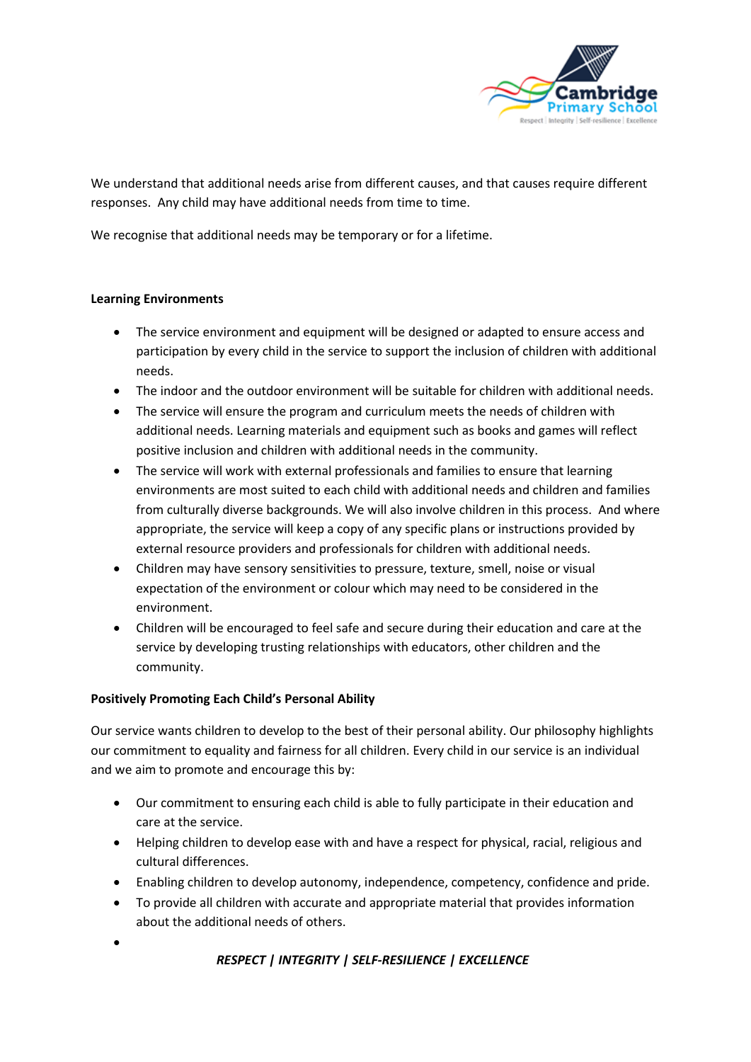We understand that additional needs arise from different causes, and that causes require different responses. Any child may have additional needs from time to time.

We recognise that additional needs may be temporary or for a lifetime.

**Learning Environments**

- The service environment and equipment will be designed or adapted to ensure access and participation by every child in the service to support the inclusion of children with additional needs.
- The indoor and the outdoor environment will be suitable for children with additional needs.
- The service will ensure the program and curriculum meets the needs of children with additional needs. Learning materials and equipment such as books and games will reflect positive inclusion and children with additional needs in the community.
- The service will work with external professionals and families to ensure that learning environments are most suited to each child with additional needs and children and families from culturally diverse backgrounds. We will also involve children in this process. And where appropriate, the service will keep a copy of any specific plans or instructions provided by external resource providers and professionals for children with additional needs.
- Children may have sensory sensitivities to pressure, texture, smell, noise or visual expectation of the environment or colour which may need to be considered in the environment.
- Children will be encouraged to feel safe and secure during their education and care at the service by developing trusting relationships with educators, other children and the community.

**Positively Promoting Each Child's Personal Ability**

Our service wants children to develop to the best of their personal ability. Our philosophy highlights our commitment to equality and fairness for all children. Every child in our service is an individual and we aim to promote and encourage this by:

- Our commitment to ensuring each child is able to fully participate in their education and care at the service.
- Helping children to develop ease with and have a respect for physical, racial, religious and cultural differences.
- Enabling children to develop autonomy, independence, competency, confidence and pride.
- To provide all children with accurate and appropriate material that provides information about the additional needs of others.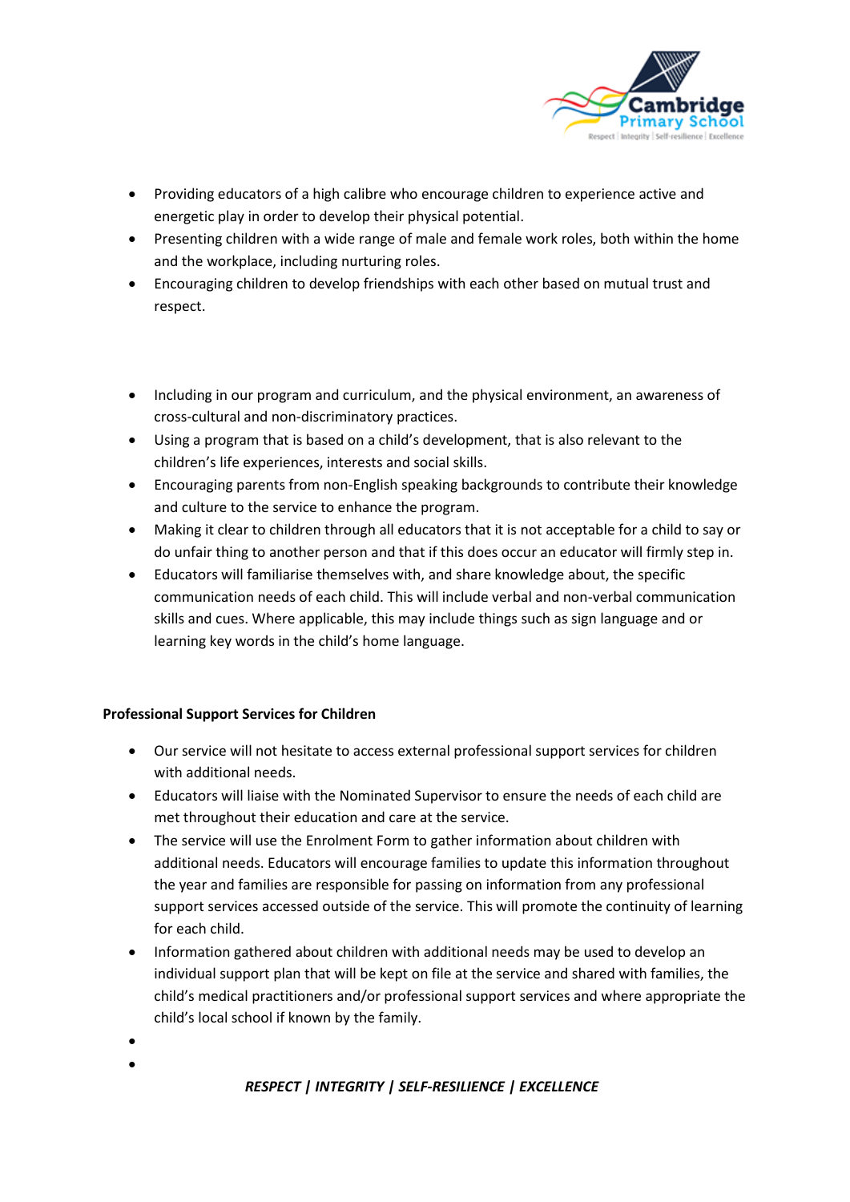- Providing educators of a high calibre who encourage children to experience active and energetic play in order to develop their physical potential.
- Presenting children with a wide range of male and female work roles, both within the home and the workplace, including nurturing roles.
- Encouraging children to develop friendships with each other based on mutual trust and respect.

- Including in our program and curriculum, and the physical environment, an awareness of cross-cultural and non-discriminatory practices.
- Using a program that is based on a child's development, that is also relevant to the children's life experiences, interests and social skills.
- Encouraging parents from non-English speaking backgrounds to contribute their knowledge and culture to the service to enhance the program.
- Making it clear to children through all educators that it is not acceptable for a child to say or do unfair thing to another person and that if this does occur an educator will firmly step in.
- Educators will familiarise themselves with, and share knowledge about, the specific communication needs of each child. This will include verbal and non-verbal communication skills and cues. Where applicable, this may include things such as sign language and or learning key words in the child's home language.

**Professional Support Services for Children**

- Our service will not hesitate to access external professional support services for children with additional needs.
- Educators will liaise with the Nominated Supervisor to ensure the needs of each child are met throughout their education and care at the service.
- The service will use the Enrolment Form to gather information about children with additional needs. Educators will encourage families to update this information throughout the year and families are responsible for passing on information from any professional support services accessed outside of the service. This will promote the continuity of learning for each child.
- Information gathered about children with additional needs may be used to develop an individual support plan that will be kept on file at the service and shared with families, the child's medical practitioners and/or professional support services and where appropriate the child's local school if known by the family.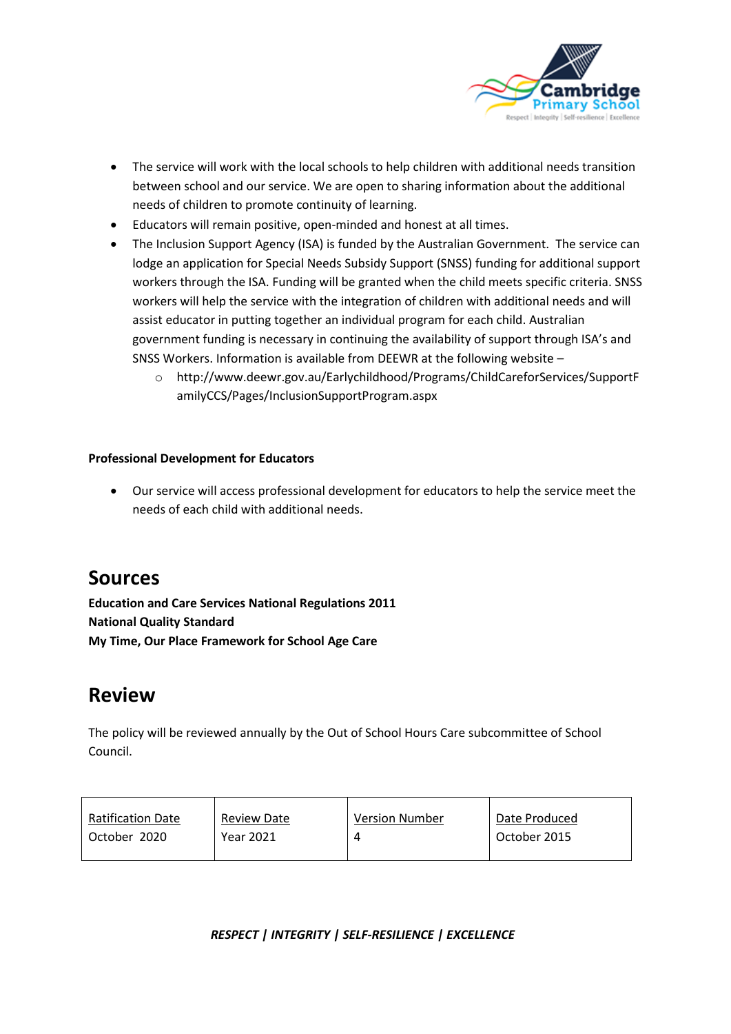- The service will work with the local schools to help children with additional needs transition between school and our service. We are open to sharing information about the additional needs of children to promote continuity of learning.
- Educators will remain positive, open-minded and honest at all times.
- The Inclusion Support Agency (ISA) is funded by the Australian Government. The service can lodge an application for Special Needs Subsidy Support (SNSS) funding for additional support workers through the ISA. Funding will be granted when the child meets specific criteria. SNSS workers will help the service with the integration of children with additional needs and will assist educator in putting together an individual program for each child. Australian government funding is necessary in continuing the availability of support through ISA's and SNSS Workers. Information is available from DEEWR at the following website –
  - http://www.deewr.gov.au/Earlychildhood/Programs/ChildCareforServices/SupportFamilyCCS/Pages/InclusionSupportProgram.aspx

**Professional Development for Educators**

- Our service will access professional development for educators to help the service meet the needs of each child with additional needs.

## Sources

**Education and Care Services National Regulations 2011**
**National Quality Standard**
**My Time, Our Place Framework for School Age Care**

## Review

The policy will be reviewed annually by the Out of School Hours Care subcommittee of School Council.

| Ratification Date | Review Date | Version Number | Date Produced |
|---|---|---|---|
| October 2020 | Year 2021 | 4 | October 2015 |

*RESPECT | INTEGRITY | SELF-RESILIENCE | EXCELLENCE*